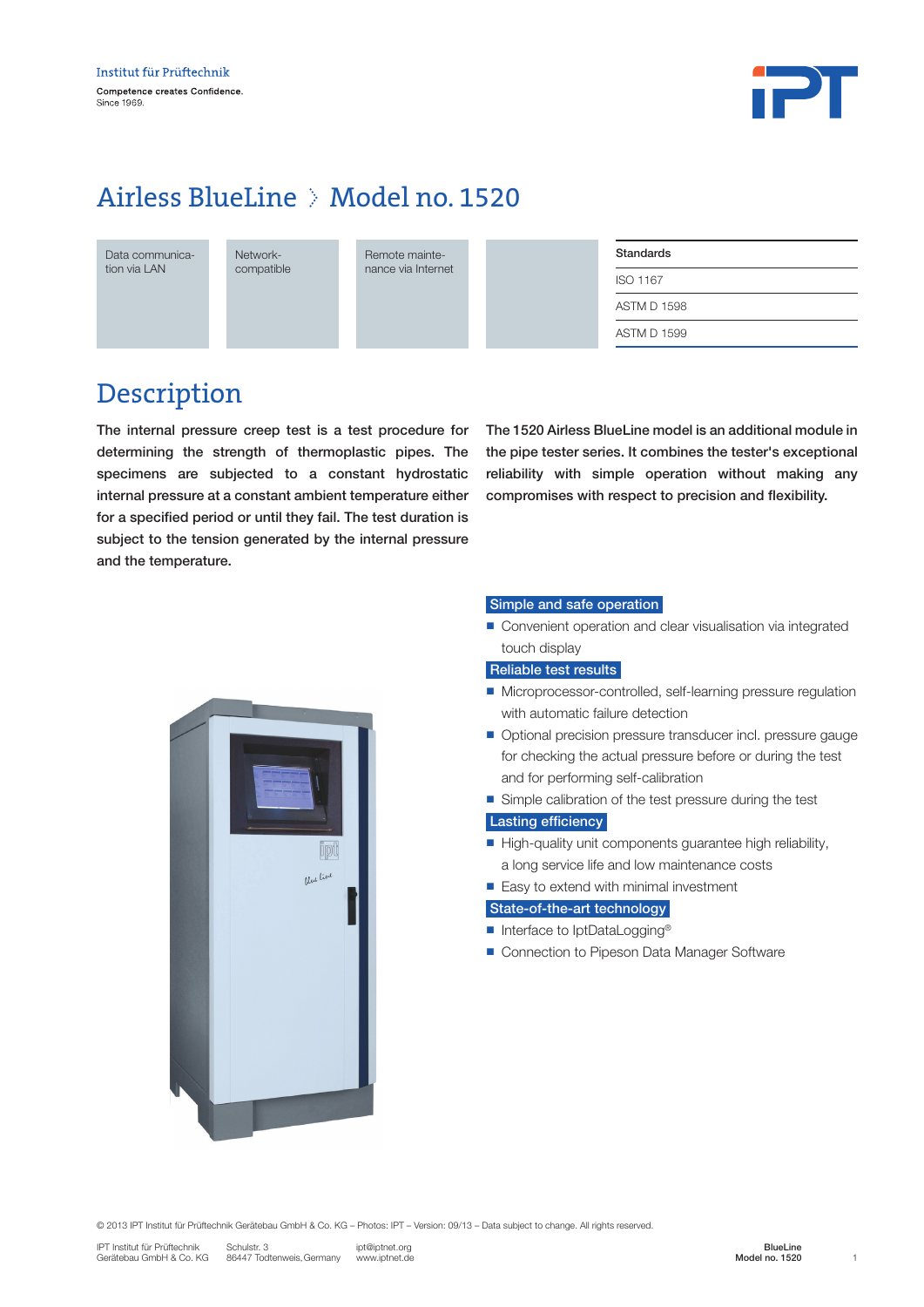Institut für Prüftechnik

Competence creates Confidence.
Since 1969.

# Airless BlueLine › Model no. 1520

Data communication via LAN

Network-compatible

Remote maintenance via Internet

| Standards |
| --- |
| ISO 1167 |
| ASTM D 1598 |
| ASTM D 1599 |

## Description

**The internal pressure creep test is a test procedure for determining the strength of thermoplastic pipes. The specimens are subjected to a constant hydrostatic internal pressure at a constant ambient temperature either for a specified period or until they fail. The test duration is subject to the tension generated by the internal pressure and the temperature.**

**The 1520 Airless BlueLine model is an additional module in the pipe tester series. It combines the tester's exceptional reliability with simple operation without making any compromises with respect to precision and flexibility.**

**Simple and safe operation**

- Convenient operation and clear visualisation via integrated touch display

**Reliable test results**

- Microprocessor-controlled, self-learning pressure regulation with automatic failure detection
- Optional precision pressure transducer incl. pressure gauge for checking the actual pressure before or during the test and for performing self-calibration
- Simple calibration of the test pressure during the test

**Lasting efficiency**

- High-quality unit components guarantee high reliability, a long service life and low maintenance costs
- Easy to extend with minimal investment

**State-of-the-art technology**

- Interface to IptDataLogging®
- Connection to Pipeson Data Manager Software

© 2013 IPT Institut für Prüftechnik Gerätebau GmbH & Co. KG – Photos: IPT – Version: 09/13 – Data subject to change. All rights reserved.

IPT Institut für Prüftechnik Gerätebau GmbH & Co. KG | Schulstr. 3, 86447 Todtenweis, Germany | ipt@iptnet.org, www.iptnet.de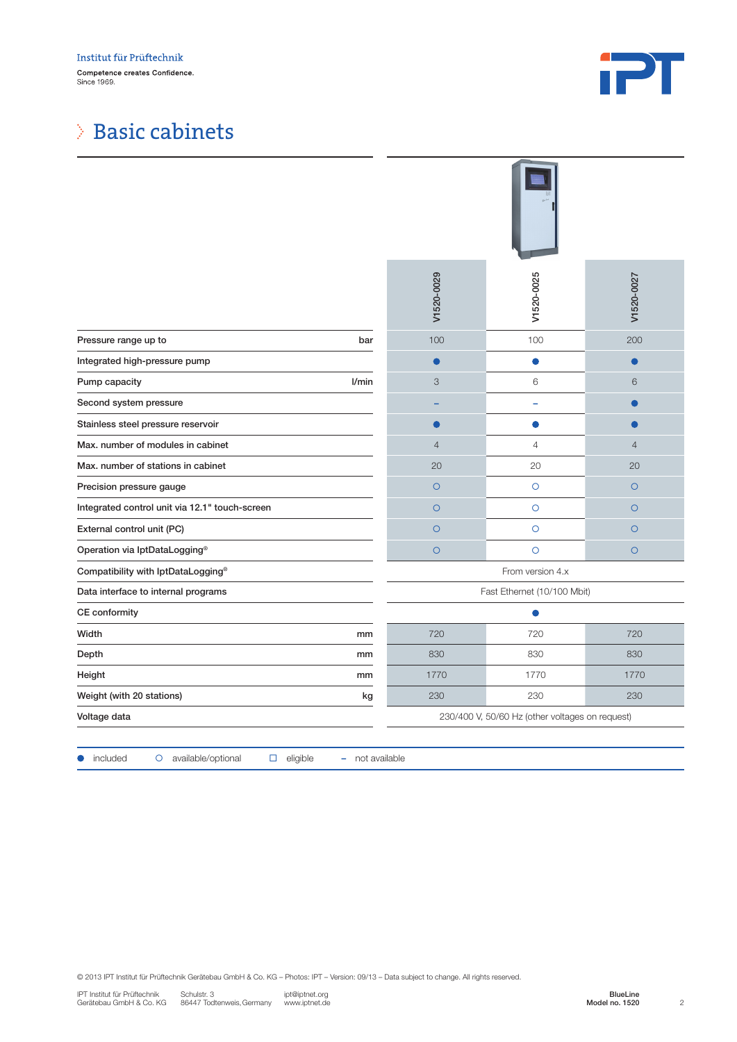# Basic cabinets

| | V1520-0029 | V1520-0025 | V1520-0027 |
|---|---|---|---|
| Pressure range up to (bar) | 100 | 100 | 200 |
| Integrated high-pressure pump | ● | ● | ● |
| Pump capacity (l/min) | 3 | 6 | 6 |
| Second system pressure | – | – | ● |
| Stainless steel pressure reservoir | ● | ● | ● |
| Max. number of modules in cabinet | 4 | 4 | 4 |
| Max. number of stations in cabinet | 20 | 20 | 20 |
| Precision pressure gauge | ○ | ○ | ○ |
| Integrated control unit via 12.1" touch-screen | ○ | ○ | ○ |
| External control unit (PC) | ○ | ○ | ○ |
| Operation via IptDataLogging® | ○ | ○ | ○ |
| Compatibility with IptDataLogging® | From version 4.x | | |
| Data interface to internal programs | Fast Ethernet (10/100 Mbit) | | |
| CE conformity | ● | | |
| Width (mm) | 720 | 720 | 720 |
| Depth (mm) | 830 | 830 | 830 |
| Height (mm) | 1770 | 1770 | 1770 |
| Weight (with 20 stations) (kg) | 230 | 230 | 230 |
| Voltage data | 230/400 V, 50/60 Hz (other voltages on request) | | |

● included ○ available/optional □ eligible – not available

© 2013 IPT Institut für Prüftechnik Gerätebau GmbH & Co. KG – Photos: IPT – Version: 09/13 – Data subject to change. All rights reserved.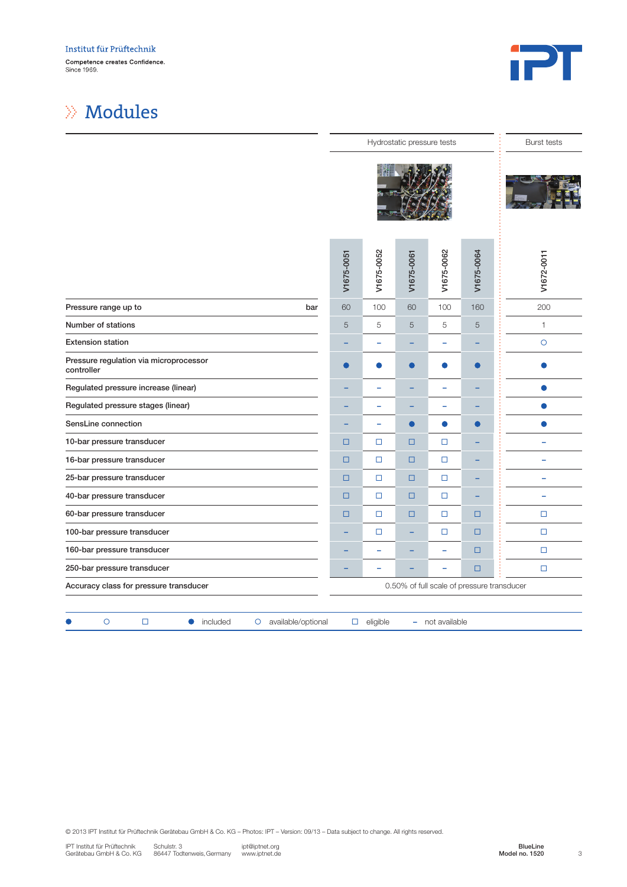Institut für Prüftechnik

Competence creates Confidence.
Since 1969.

# Modules

| | | Hydrostatic pressure tests | | | | | Burst tests |
|---|---|---|---|---|---|---|---|
| | | V1675-0051 | V1675-0052 | V1675-0061 | V1675-0062 | V1675-0064 | V1672-0011 |
| Pressure range up to | bar | 60 | 100 | 60 | 100 | 160 | 200 |
| Number of stations | | 5 | 5 | 5 | 5 | 5 | 1 |
| Extension station | | – | – | – | – | – | ○ |
| Pressure regulation via microprocessor controller | | ● | ● | ● | ● | ● | ● |
| Regulated pressure increase (linear) | | – | – | – | – | – | ● |
| Regulated pressure stages (linear) | | – | – | – | – | – | ● |
| SensLine connection | | – | – | ● | ● | ● | ● |
| 10-bar pressure transducer | | □ | □ | □ | □ | – | – |
| 16-bar pressure transducer | | □ | □ | □ | □ | – | – |
| 25-bar pressure transducer | | □ | □ | □ | □ | – | – |
| 40-bar pressure transducer | | □ | □ | □ | □ | – | – |
| 60-bar pressure transducer | | □ | □ | □ | □ | □ | □ |
| 100-bar pressure transducer | | – | □ | – | □ | □ | □ |
| 160-bar pressure transducer | | – | – | – | – | □ | □ |
| 250-bar pressure transducer | | – | – | – | – | □ | □ |
| Accuracy class for pressure transducer | | 0.50% of full scale of pressure transducer | | | | | |

● included ○ available/optional □ eligible – not available

© 2013 IPT Institut für Prüftechnik Gerätebau GmbH & Co. KG – Photos: IPT – Version: 09/13 – Data subject to change. All rights reserved.

IPT Institut für Prüftechnik Gerätebau GmbH & Co. KG
Schulstr. 3
86447 Todtenweis, Germany
ipt@iptnet.org
www.iptnet.de

BlueLine
Model no. 1520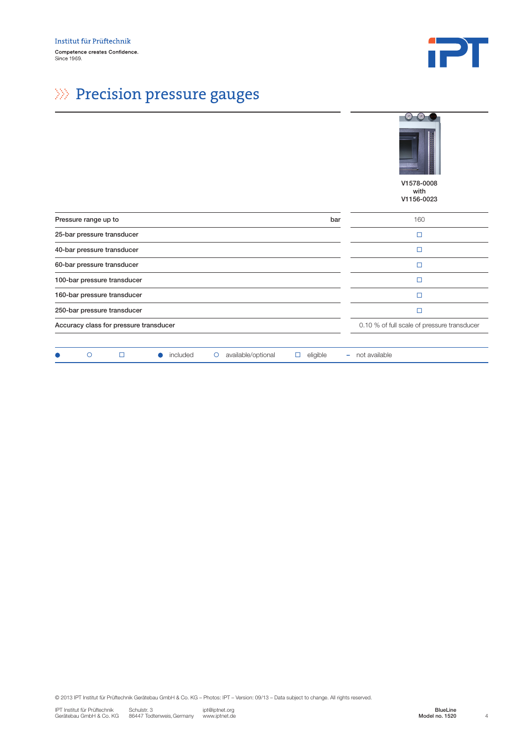Institut für Prüftechnik

Competence creates Confidence.
Since 1969.

# Precision pressure gauges

| | | V1578-0008 with V1156-0023 |
|---|---|---|
| Pressure range up to | bar | 160 |
| 25-bar pressure transducer | | □ |
| 40-bar pressure transducer | | □ |
| 60-bar pressure transducer | | □ |
| 100-bar pressure transducer | | □ |
| 160-bar pressure transducer | | □ |
| 250-bar pressure transducer | | □ |
| Accuracy class for pressure transducer | | 0.10 % of full scale of pressure transducer |

● ○ □ ● included ○ available/optional □ eligible – not available

© 2013 IPT Institut für Prüftechnik Gerätebau GmbH & Co. KG – Photos: IPT – Version: 09/13 – Data subject to change. All rights reserved.

IPT Institut für Prüftechnik Gerätebau GmbH & Co. KG | Schulstr. 3, 86447 Todtenweis, Germany | ipt@iptnet.org, www.iptnet.de

BlueLine
Model no. 1520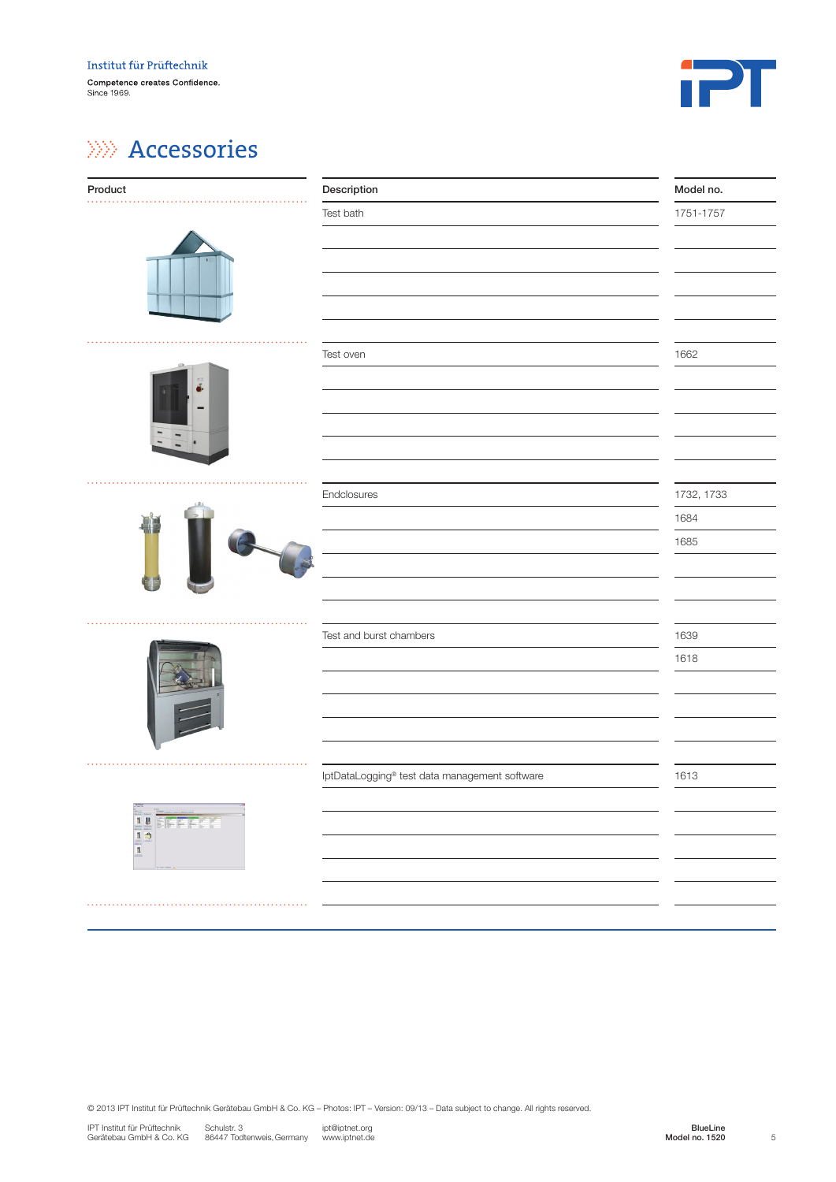## Accessories

| Product | Description | Model no. |
|---|---|---|
| | Test bath | 1751-1757 |
| | Test oven | 1662 |
| | Endclosures | 1732, 1733 |
| | | 1684 |
| | | 1685 |
| | Test and burst chambers | 1639 |
| | | 1618 |
| | IptDataLogging® test data management software | 1613 |

© 2013 IPT Institut für Prüftechnik Gerätebau GmbH & Co. KG – Photos: IPT – Version: 09/13 – Data subject to change. All rights reserved.

IPT Institut für Prüftechnik Gerätebau GmbH & Co. KG  
Schulstr. 3, 86447 Todtenweis, Germany  
ipt@iptnet.org  
www.iptnet.de

BlueLine  
Model no. 1520